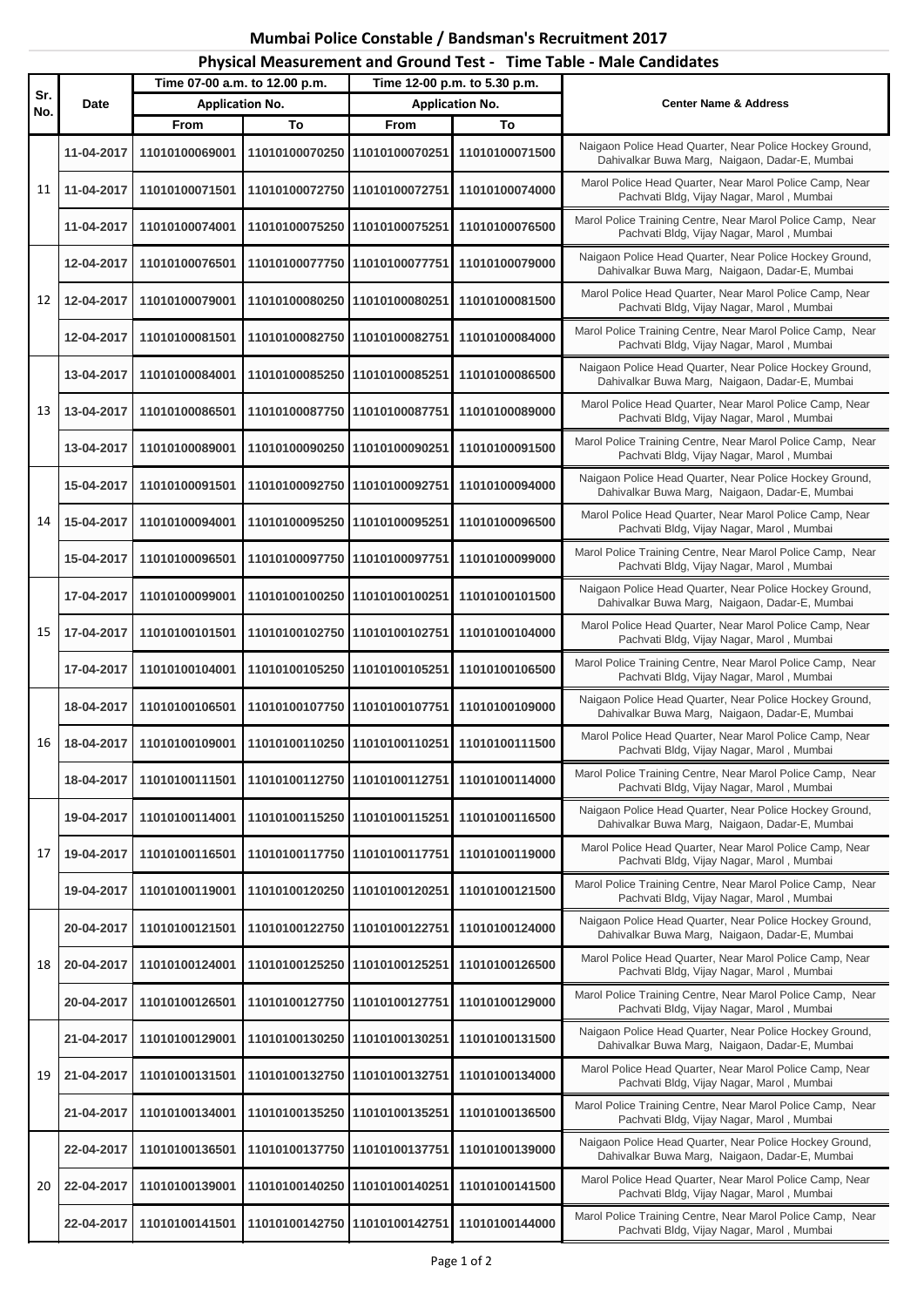# Mumbai Police Constable / Bandsman's Recruitment 2017

## Physical Measurement and Ground Test - Time Table - Male Candidates

| Sr. No. | Date | Time 07-00 a.m. to 12.00 p.m. | | Time 12-00 p.m. to 5.30 p.m. | | Center Name & Address |
|---|---|---|---|---|---|---|
| | | Application No. | | Application No. | | |
| | | From | To | From | To | |
| 11 | 11-04-2017 | 11010100069001 | 11010100070250 | 11010100070251 | 11010100071500 | Naigaon Police Head Quarter, Near Police Hockey Ground, Dahivalkar Buwa Marg, Naigaon, Dadar-E, Mumbai |
| | 11-04-2017 | 11010100071501 | 11010100072750 | 11010100072751 | 11010100074000 | Marol Police Head Quarter, Near Marol Police Camp, Near Pachvati Bldg, Vijay Nagar, Marol , Mumbai |
| | 11-04-2017 | 11010100074001 | 11010100075250 | 11010100075251 | 11010100076500 | Marol Police Training Centre, Near Marol Police Camp, Near Pachvati Bldg, Vijay Nagar, Marol , Mumbai |
| 12 | 12-04-2017 | 11010100076501 | 11010100077750 | 11010100077751 | 11010100079000 | Naigaon Police Head Quarter, Near Police Hockey Ground, Dahivalkar Buwa Marg, Naigaon, Dadar-E, Mumbai |
| | 12-04-2017 | 11010100079001 | 11010100080250 | 11010100080251 | 11010100081500 | Marol Police Head Quarter, Near Marol Police Camp, Near Pachvati Bldg, Vijay Nagar, Marol , Mumbai |
| | 12-04-2017 | 11010100081501 | 11010100082750 | 11010100082751 | 11010100084000 | Marol Police Training Centre, Near Marol Police Camp, Near Pachvati Bldg, Vijay Nagar, Marol , Mumbai |
| 13 | 13-04-2017 | 11010100084001 | 11010100085250 | 11010100085251 | 11010100086500 | Naigaon Police Head Quarter, Near Police Hockey Ground, Dahivalkar Buwa Marg, Naigaon, Dadar-E, Mumbai |
| | 13-04-2017 | 11010100086501 | 11010100087750 | 11010100087751 | 11010100089000 | Marol Police Head Quarter, Near Marol Police Camp, Near Pachvati Bldg, Vijay Nagar, Marol , Mumbai |
| | 13-04-2017 | 11010100089001 | 11010100090250 | 11010100090251 | 11010100091500 | Marol Police Training Centre, Near Marol Police Camp, Near Pachvati Bldg, Vijay Nagar, Marol , Mumbai |
| 14 | 15-04-2017 | 11010100091501 | 11010100092750 | 11010100092751 | 11010100094000 | Naigaon Police Head Quarter, Near Police Hockey Ground, Dahivalkar Buwa Marg, Naigaon, Dadar-E, Mumbai |
| | 15-04-2017 | 11010100094001 | 11010100095250 | 11010100095251 | 11010100096500 | Marol Police Head Quarter, Near Marol Police Camp, Near Pachvati Bldg, Vijay Nagar, Marol , Mumbai |
| | 15-04-2017 | 11010100096501 | 11010100097750 | 11010100097751 | 11010100099000 | Marol Police Training Centre, Near Marol Police Camp, Near Pachvati Bldg, Vijay Nagar, Marol , Mumbai |
| 15 | 17-04-2017 | 11010100099001 | 11010100100250 | 11010100100251 | 11010100101500 | Naigaon Police Head Quarter, Near Police Hockey Ground, Dahivalkar Buwa Marg, Naigaon, Dadar-E, Mumbai |
| | 17-04-2017 | 11010100101501 | 11010100102750 | 11010100102751 | 11010100104000 | Marol Police Head Quarter, Near Marol Police Camp, Near Pachvati Bldg, Vijay Nagar, Marol , Mumbai |
| | 17-04-2017 | 11010100104001 | 11010100105250 | 11010100105251 | 11010100106500 | Marol Police Training Centre, Near Marol Police Camp, Near Pachvati Bldg, Vijay Nagar, Marol , Mumbai |
| 16 | 18-04-2017 | 11010100106501 | 11010100107750 | 11010100107751 | 11010100109000 | Naigaon Police Head Quarter, Near Police Hockey Ground, Dahivalkar Buwa Marg, Naigaon, Dadar-E, Mumbai |
| | 18-04-2017 | 11010100109001 | 11010100110250 | 11010100110251 | 11010100111500 | Marol Police Head Quarter, Near Marol Police Camp, Near Pachvati Bldg, Vijay Nagar, Marol , Mumbai |
| | 18-04-2017 | 11010100111501 | 11010100112750 | 11010100112751 | 11010100114000 | Marol Police Training Centre, Near Marol Police Camp, Near Pachvati Bldg, Vijay Nagar, Marol , Mumbai |
| 17 | 19-04-2017 | 11010100114001 | 11010100115250 | 11010100115251 | 11010100116500 | Naigaon Police Head Quarter, Near Police Hockey Ground, Dahivalkar Buwa Marg, Naigaon, Dadar-E, Mumbai |
| | 19-04-2017 | 11010100116501 | 11010100117750 | 11010100117751 | 11010100119000 | Marol Police Head Quarter, Near Marol Police Camp, Near Pachvati Bldg, Vijay Nagar, Marol , Mumbai |
| | 19-04-2017 | 11010100119001 | 11010100120250 | 11010100120251 | 11010100121500 | Marol Police Training Centre, Near Marol Police Camp, Near Pachvati Bldg, Vijay Nagar, Marol , Mumbai |
| 18 | 20-04-2017 | 11010100121501 | 11010100122750 | 11010100122751 | 11010100124000 | Naigaon Police Head Quarter, Near Police Hockey Ground, Dahivalkar Buwa Marg, Naigaon, Dadar-E, Mumbai |
| | 20-04-2017 | 11010100124001 | 11010100125250 | 11010100125251 | 11010100126500 | Marol Police Head Quarter, Near Marol Police Camp, Near Pachvati Bldg, Vijay Nagar, Marol , Mumbai |
| | 20-04-2017 | 11010100126501 | 11010100127750 | 11010100127751 | 11010100129000 | Marol Police Training Centre, Near Marol Police Camp, Near Pachvati Bldg, Vijay Nagar, Marol , Mumbai |
| 19 | 21-04-2017 | 11010100129001 | 11010100130250 | 11010100130251 | 11010100131500 | Naigaon Police Head Quarter, Near Police Hockey Ground, Dahivalkar Buwa Marg, Naigaon, Dadar-E, Mumbai |
| | 21-04-2017 | 11010100131501 | 11010100132750 | 11010100132751 | 11010100134000 | Marol Police Head Quarter, Near Marol Police Camp, Near Pachvati Bldg, Vijay Nagar, Marol , Mumbai |
| | 21-04-2017 | 11010100134001 | 11010100135250 | 11010100135251 | 11010100136500 | Marol Police Training Centre, Near Marol Police Camp, Near Pachvati Bldg, Vijay Nagar, Marol , Mumbai |
| 20 | 22-04-2017 | 11010100136501 | 11010100137750 | 11010100137751 | 11010100139000 | Naigaon Police Head Quarter, Near Police Hockey Ground, Dahivalkar Buwa Marg, Naigaon, Dadar-E, Mumbai |
| | 22-04-2017 | 11010100139001 | 11010100140250 | 11010100140251 | 11010100141500 | Marol Police Head Quarter, Near Marol Police Camp, Near Pachvati Bldg, Vijay Nagar, Marol , Mumbai |
| | 22-04-2017 | 11010100141501 | 11010100142750 | 11010100142751 | 11010100144000 | Marol Police Training Centre, Near Marol Police Camp, Near Pachvati Bldg, Vijay Nagar, Marol , Mumbai |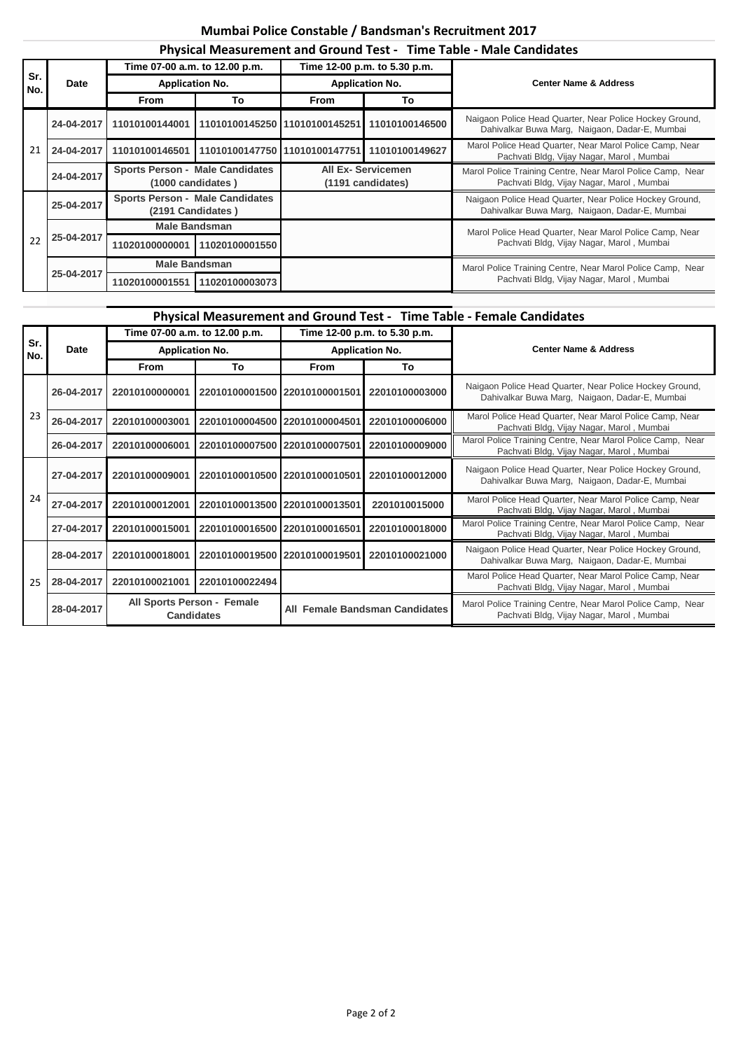# Mumbai Police Constable / Bandsman's Recruitment 2017

## Physical Measurement and Ground Test - Time Table - Male Candidates

| Sr. No. | Date | Time 07-00 a.m. to 12.00 p.m. | | Time 12-00 p.m. to 5.30 p.m. | | Center Name & Address |
|---|---|---|---|---|---|---|
| | | Application No. | | Application No. | | |
| | | From | To | From | To | |
| 21 | 24-04-2017 | 11010100144001 | 11010100145250 | 11010100145251 | 11010100146500 | Naigaon Police Head Quarter, Near Police Hockey Ground, Dahivalkar Buwa Marg, Naigaon, Dadar-E, Mumbai |
| | 24-04-2017 | 11010100146501 | 11010100147750 | 11010100147751 | 11010100149627 | Marol Police Head Quarter, Near Marol Police Camp, Near Pachvati Bldg, Vijay Nagar, Marol , Mumbai |
| | 24-04-2017 | Sports Person - Male Candidates (1000 candidates ) | | All Ex- Servicemen (1191 candidates) | | Marol Police Training Centre, Near Marol Police Camp, Near Pachvati Bldg, Vijay Nagar, Marol , Mumbai |
| 22 | 25-04-2017 | Sports Person - Male Candidates (2191 Candidates ) | | | | Naigaon Police Head Quarter, Near Police Hockey Ground, Dahivalkar Buwa Marg, Naigaon, Dadar-E, Mumbai |
| | 25-04-2017 | Male Bandsman | | | | Marol Police Head Quarter, Near Marol Police Camp, Near Pachvati Bldg, Vijay Nagar, Marol , Mumbai |
| | | 11020100000001 | 11020100001550 | | | |
| | 25-04-2017 | Male Bandsman | | | | Marol Police Training Centre, Near Marol Police Camp, Near Pachvati Bldg, Vijay Nagar, Marol , Mumbai |
| | | 11020100001551 | 11020100003073 | | | |

## Physical Measurement and Ground Test - Time Table - Female Candidates

| Sr. No. | Date | Time 07-00 a.m. to 12.00 p.m. | | Time 12-00 p.m. to 5.30 p.m. | | Center Name & Address |
|---|---|---|---|---|---|---|
| | | Application No. | | Application No. | | |
| | | From | To | From | To | |
| 23 | 26-04-2017 | 22010100000001 | 22010100001500 | 22010100001501 | 22010100003000 | Naigaon Police Head Quarter, Near Police Hockey Ground, Dahivalkar Buwa Marg, Naigaon, Dadar-E, Mumbai |
| | 26-04-2017 | 22010100003001 | 22010100004500 | 22010100004501 | 22010100006000 | Marol Police Head Quarter, Near Marol Police Camp, Near Pachvati Bldg, Vijay Nagar, Marol , Mumbai |
| | 26-04-2017 | 22010100006001 | 22010100007500 | 22010100007501 | 22010100009000 | Marol Police Training Centre, Near Marol Police Camp, Near Pachvati Bldg, Vijay Nagar, Marol , Mumbai |
| 24 | 27-04-2017 | 22010100009001 | 22010100010500 | 22010100010501 | 22010100012000 | Naigaon Police Head Quarter, Near Police Hockey Ground, Dahivalkar Buwa Marg, Naigaon, Dadar-E, Mumbai |
| | 27-04-2017 | 22010100012001 | 22010100013500 | 22010100013501 | 2201010015000 | Marol Police Head Quarter, Near Marol Police Camp, Near Pachvati Bldg, Vijay Nagar, Marol , Mumbai |
| | 27-04-2017 | 22010100015001 | 22010100016500 | 22010100016501 | 22010100018000 | Marol Police Training Centre, Near Marol Police Camp, Near Pachvati Bldg, Vijay Nagar, Marol , Mumbai |
| 25 | 28-04-2017 | 22010100018001 | 22010100019500 | 22010100019501 | 22010100021000 | Naigaon Police Head Quarter, Near Police Hockey Ground, Dahivalkar Buwa Marg, Naigaon, Dadar-E, Mumbai |
| | 28-04-2017 | 22010100021001 | 22010100022494 | | | Marol Police Head Quarter, Near Marol Police Camp, Near Pachvati Bldg, Vijay Nagar, Marol , Mumbai |
| | 28-04-2017 | All Sports Person - Female Candidates | | All Female Bandsman Candidates | | Marol Police Training Centre, Near Marol Police Camp, Near Pachvati Bldg, Vijay Nagar, Marol , Mumbai |